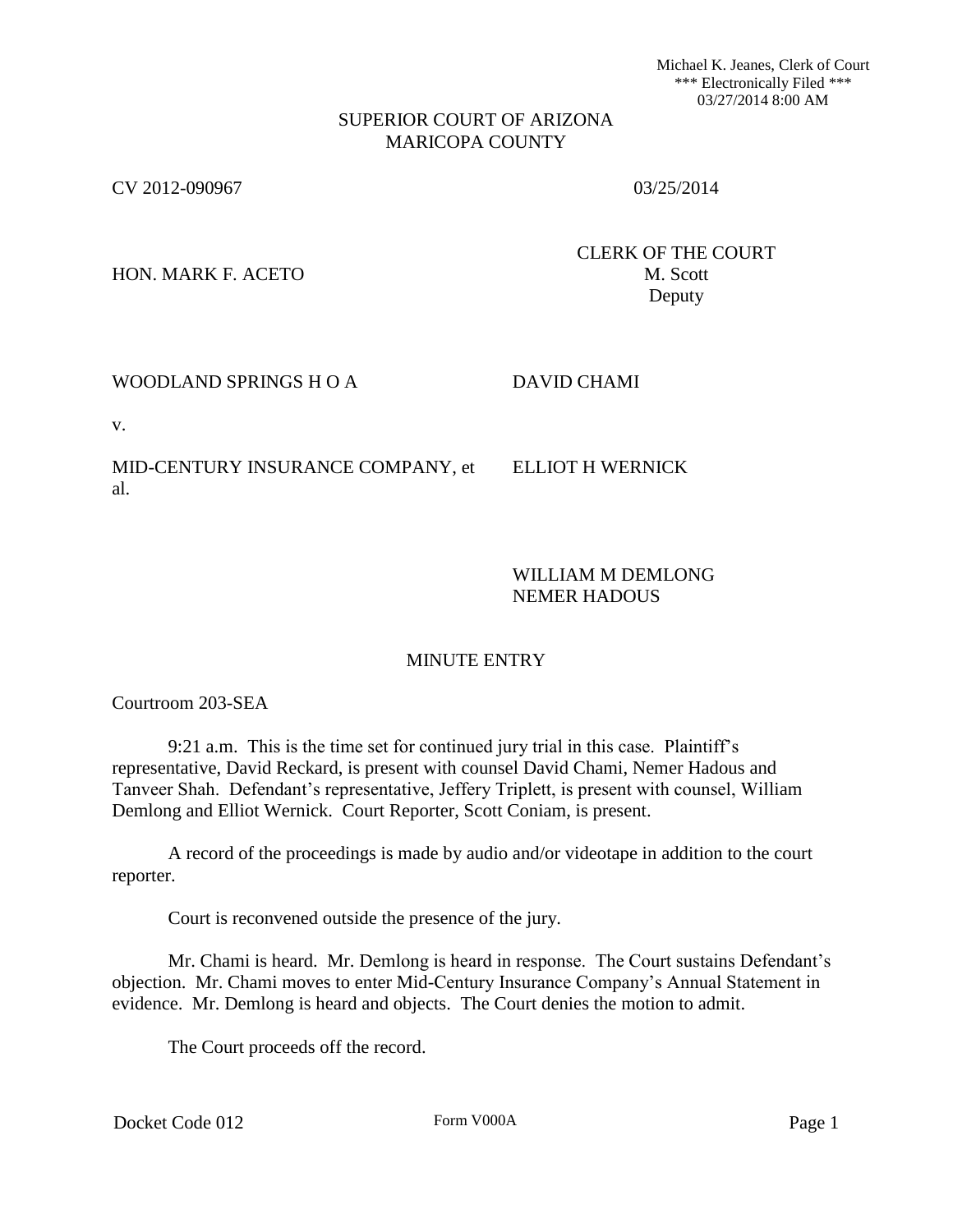Michael K. Jeanes, Clerk of Court
*** Electronically Filed ***
03/27/2014 8:00 AM

SUPERIOR COURT OF ARIZONA
MARICOPA COUNTY

CV 2012-090967 03/25/2014

HON. MARK F. ACETO

CLERK OF THE COURT
M. Scott
Deputy

WOODLAND SPRINGS H O A

v.

MID-CENTURY INSURANCE COMPANY, et al.

DAVID CHAMI

ELLIOT H WERNICK

WILLIAM M DEMLONG
NEMER HADOUS

## MINUTE ENTRY

Courtroom 203-SEA

9:21 a.m. This is the time set for continued jury trial in this case. Plaintiff's representative, David Reckard, is present with counsel David Chami, Nemer Hadous and Tanveer Shah. Defendant's representative, Jeffery Triplett, is present with counsel, William Demlong and Elliot Wernick. Court Reporter, Scott Coniam, is present.

A record of the proceedings is made by audio and/or videotape in addition to the court reporter.

Court is reconvened outside the presence of the jury.

Mr. Chami is heard. Mr. Demlong is heard in response. The Court sustains Defendant's objection. Mr. Chami moves to enter Mid-Century Insurance Company's Annual Statement in evidence. Mr. Demlong is heard and objects. The Court denies the motion to admit.

The Court proceeds off the record.

Docket Code 012 Form V000A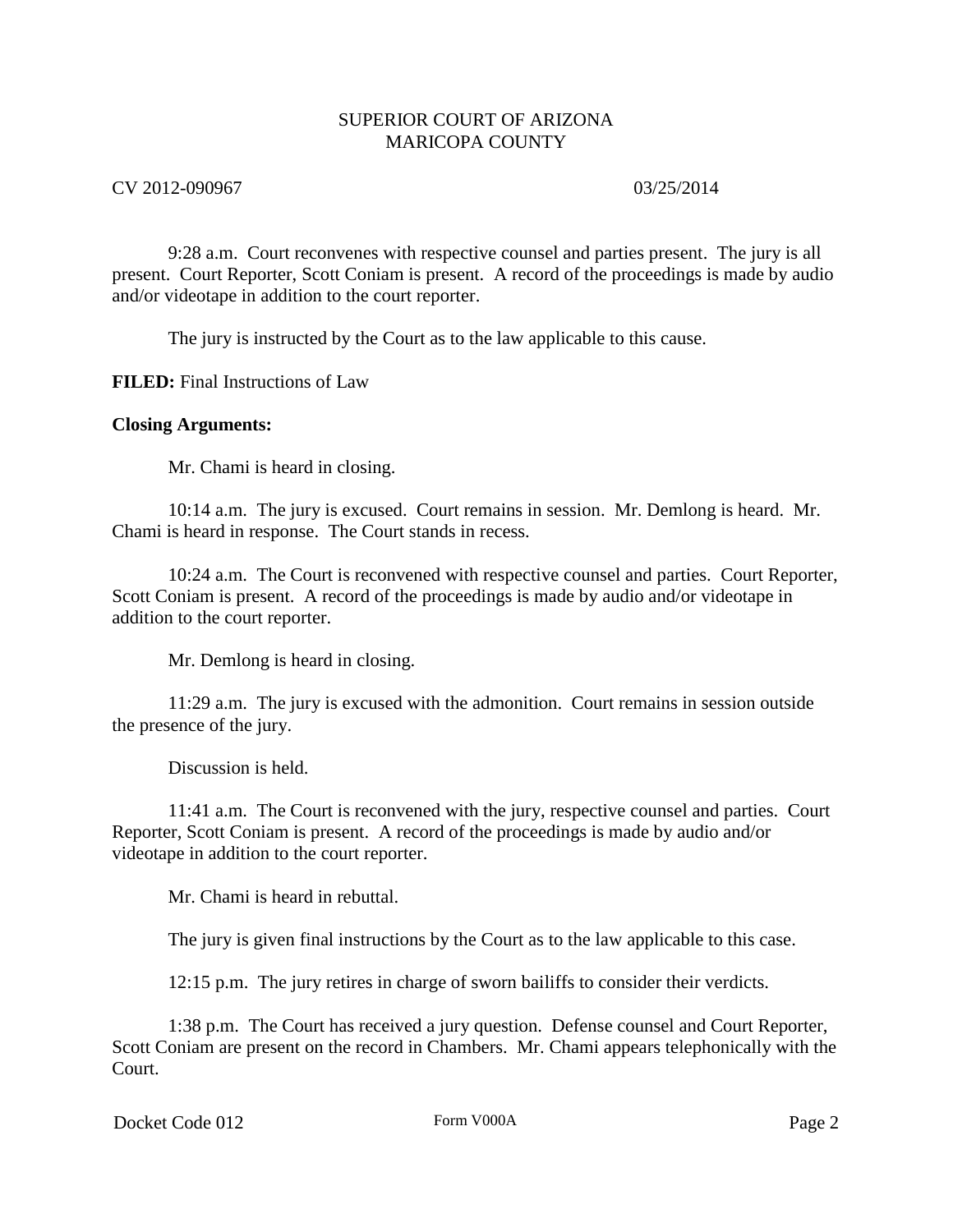SUPERIOR COURT OF ARIZONA
MARICOPA COUNTY

CV 2012-090967 03/25/2014

9:28 a.m. Court reconvenes with respective counsel and parties present. The jury is all present. Court Reporter, Scott Coniam is present. A record of the proceedings is made by audio and/or videotape in addition to the court reporter.

The jury is instructed by the Court as to the law applicable to this cause.

**FILED:** Final Instructions of Law

**Closing Arguments:**

Mr. Chami is heard in closing.

10:14 a.m. The jury is excused. Court remains in session. Mr. Demlong is heard. Mr. Chami is heard in response. The Court stands in recess.

10:24 a.m. The Court is reconvened with respective counsel and parties. Court Reporter, Scott Coniam is present. A record of the proceedings is made by audio and/or videotape in addition to the court reporter.

Mr. Demlong is heard in closing.

11:29 a.m. The jury is excused with the admonition. Court remains in session outside the presence of the jury.

Discussion is held.

11:41 a.m. The Court is reconvened with the jury, respective counsel and parties. Court Reporter, Scott Coniam is present. A record of the proceedings is made by audio and/or videotape in addition to the court reporter.

Mr. Chami is heard in rebuttal.

The jury is given final instructions by the Court as to the law applicable to this case.

12:15 p.m. The jury retires in charge of sworn bailiffs to consider their verdicts.

1:38 p.m. The Court has received a jury question. Defense counsel and Court Reporter, Scott Coniam are present on the record in Chambers. Mr. Chami appears telephonically with the Court.

Docket Code 012 Form V000A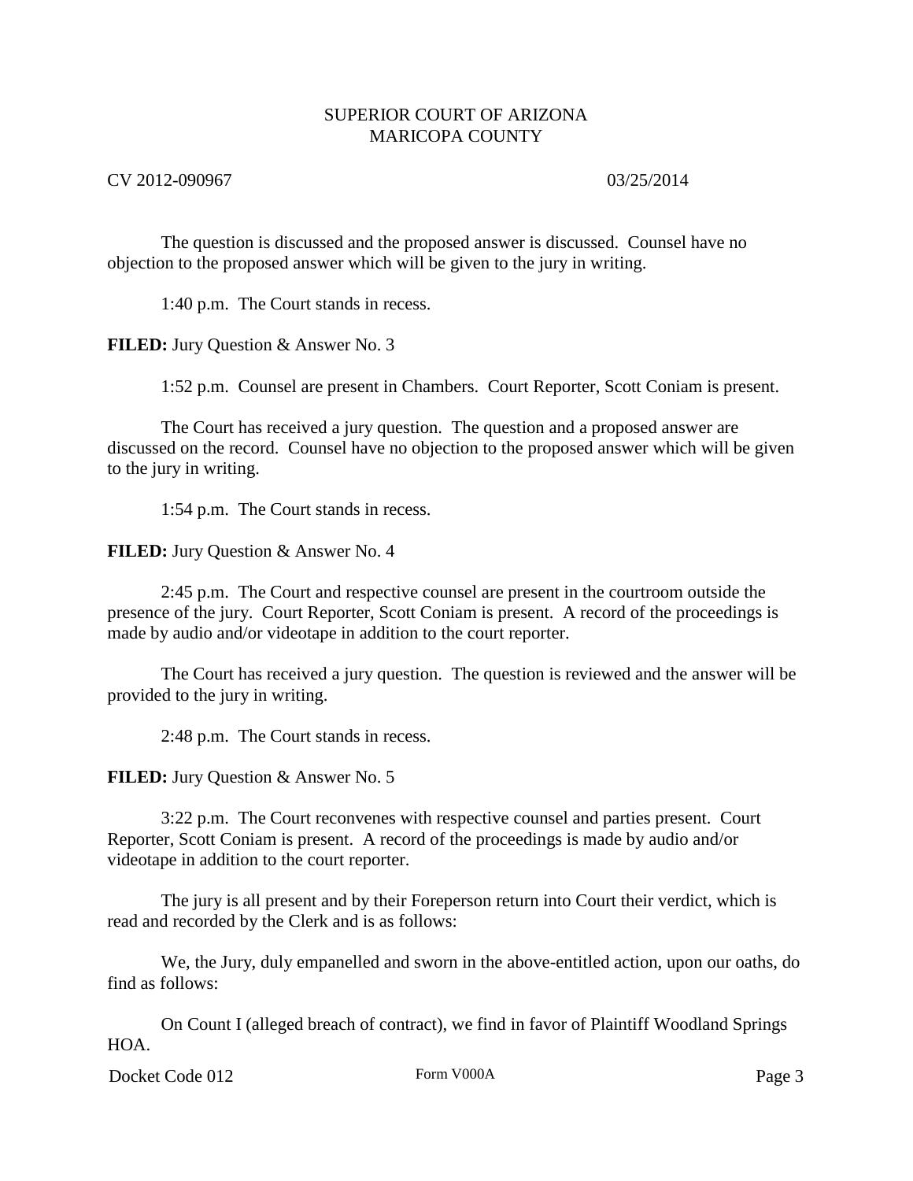The question is discussed and the proposed answer is discussed. Counsel have no objection to the proposed answer which will be given to the jury in writing.

1:40 p.m. The Court stands in recess.

**FILED:** Jury Question & Answer No. 3

1:52 p.m. Counsel are present in Chambers. Court Reporter, Scott Coniam is present.

The Court has received a jury question. The question and a proposed answer are discussed on the record. Counsel have no objection to the proposed answer which will be given to the jury in writing.

1:54 p.m. The Court stands in recess.

**FILED:** Jury Question & Answer No. 4

2:45 p.m. The Court and respective counsel are present in the courtroom outside the presence of the jury. Court Reporter, Scott Coniam is present. A record of the proceedings is made by audio and/or videotape in addition to the court reporter.

The Court has received a jury question. The question is reviewed and the answer will be provided to the jury in writing.

2:48 p.m. The Court stands in recess.

**FILED:** Jury Question & Answer No. 5

3:22 p.m. The Court reconvenes with respective counsel and parties present. Court Reporter, Scott Coniam is present. A record of the proceedings is made by audio and/or videotape in addition to the court reporter.

The jury is all present and by their Foreperson return into Court their verdict, which is read and recorded by the Clerk and is as follows:

We, the Jury, duly empanelled and sworn in the above-entitled action, upon our oaths, do find as follows:

On Count I (alleged breach of contract), we find in favor of Plaintiff Woodland Springs HOA.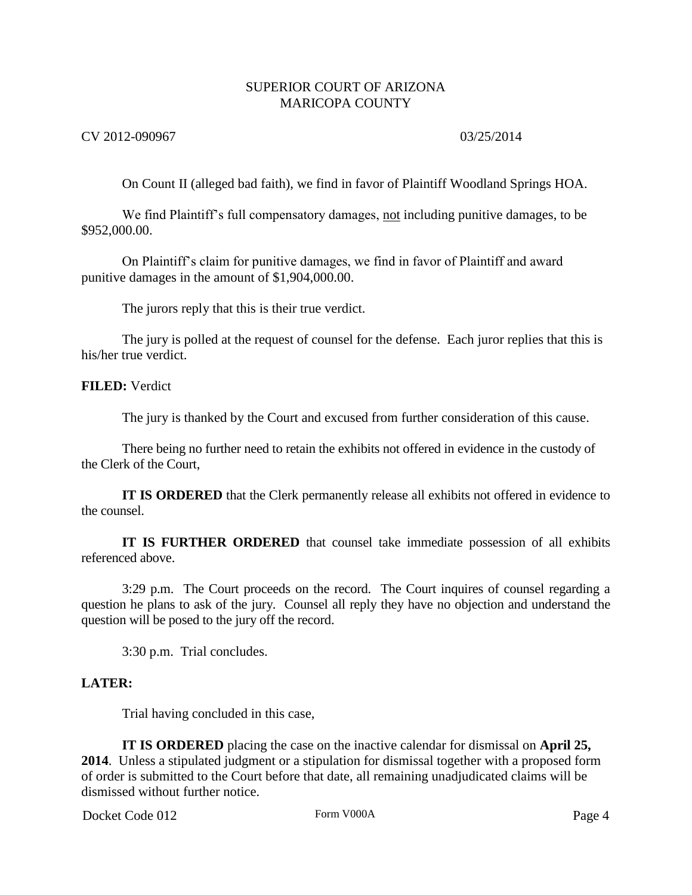On Count II (alleged bad faith), we find in favor of Plaintiff Woodland Springs HOA.

We find Plaintiff's full compensatory damages, <u>not</u> including punitive damages, to be $952,000.00.

On Plaintiff's claim for punitive damages, we find in favor of Plaintiff and award punitive damages in the amount of $1,904,000.00.

The jurors reply that this is their true verdict.

The jury is polled at the request of counsel for the defense. Each juror replies that this is his/her true verdict.

**FILED:** Verdict

The jury is thanked by the Court and excused from further consideration of this cause.

There being no further need to retain the exhibits not offered in evidence in the custody of the Clerk of the Court,

**IT IS ORDERED** that the Clerk permanently release all exhibits not offered in evidence to the counsel.

**IT IS FURTHER ORDERED** that counsel take immediate possession of all exhibits referenced above.

3:29 p.m. The Court proceeds on the record. The Court inquires of counsel regarding a question he plans to ask of the jury. Counsel all reply they have no objection and understand the question will be posed to the jury off the record.

3:30 p.m. Trial concludes.

**LATER:**

Trial having concluded in this case,

**IT IS ORDERED** placing the case on the inactive calendar for dismissal on **April 25, 2014**. Unless a stipulated judgment or a stipulation for dismissal together with a proposed form of order is submitted to the Court before that date, all remaining unadjudicated claims will be dismissed without further notice.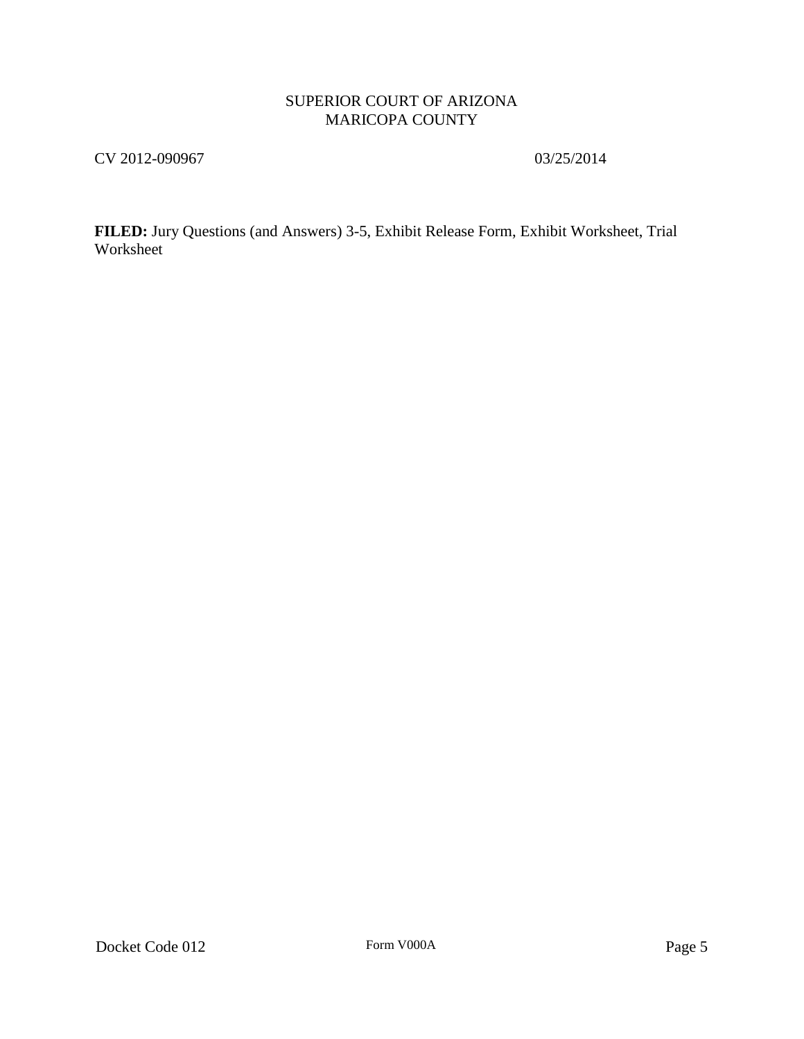SUPERIOR COURT OF ARIZONA
MARICOPA COUNTY

CV 2012-090967 03/25/2014

**FILED:** Jury Questions (and Answers) 3-5, Exhibit Release Form, Exhibit Worksheet, Trial Worksheet